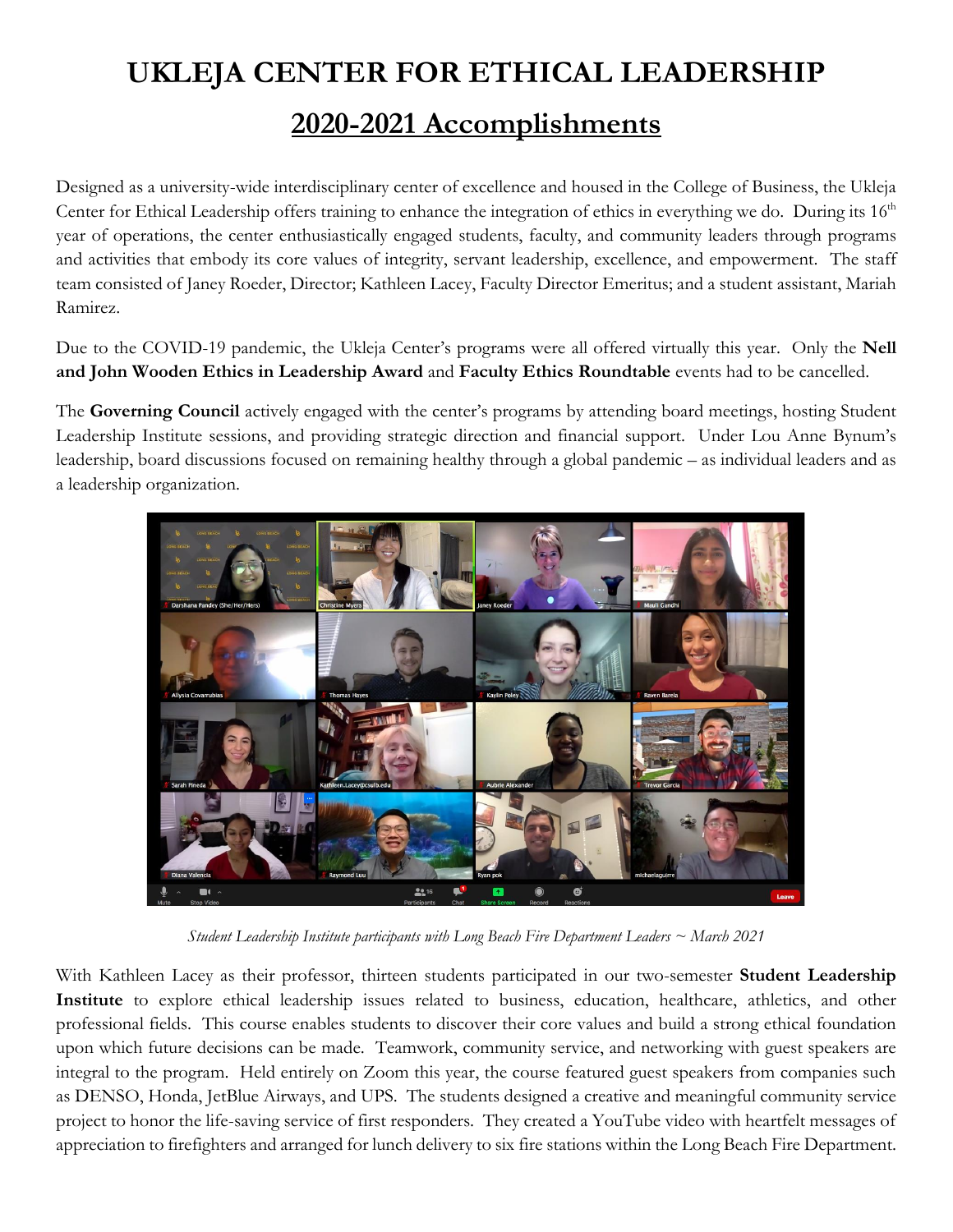# UKLEJA CENTER FOR ETHICAL LEADERSHIP

## 2020-2021 Accomplishments

Designed as a university-wide interdisciplinary center of excellence and housed in the College of Business, the Ukleja Center for Ethical Leadership offers training to enhance the integration of ethics in everything we do. During its 16th year of operations, the center enthusiastically engaged students, faculty, and community leaders through programs and activities that embody its core values of integrity, servant leadership, excellence, and empowerment. The staff team consisted of Janey Roeder, Director; Kathleen Lacey, Faculty Director Emeritus; and a student assistant, Mariah Ramirez.

Due to the COVID-19 pandemic, the Ukleja Center's programs were all offered virtually this year. Only the **Nell and John Wooden Ethics in Leadership Award** and **Faculty Ethics Roundtable** events had to be cancelled.

The **Governing Council** actively engaged with the center's programs by attending board meetings, hosting Student Leadership Institute sessions, and providing strategic direction and financial support. Under Lou Anne Bynum's leadership, board discussions focused on remaining healthy through a global pandemic – as individual leaders and as a leadership organization.

*Student Leadership Institute participants with Long Beach Fire Department Leaders ~ March 2021*

With Kathleen Lacey as their professor, thirteen students participated in our two-semester **Student Leadership Institute** to explore ethical leadership issues related to business, education, healthcare, athletics, and other professional fields. This course enables students to discover their core values and build a strong ethical foundation upon which future decisions can be made. Teamwork, community service, and networking with guest speakers are integral to the program. Held entirely on Zoom this year, the course featured guest speakers from companies such as DENSO, Honda, JetBlue Airways, and UPS. The students designed a creative and meaningful community service project to honor the life-saving service of first responders. They created a YouTube video with heartfelt messages of appreciation to firefighters and arranged for lunch delivery to six fire stations within the Long Beach Fire Department.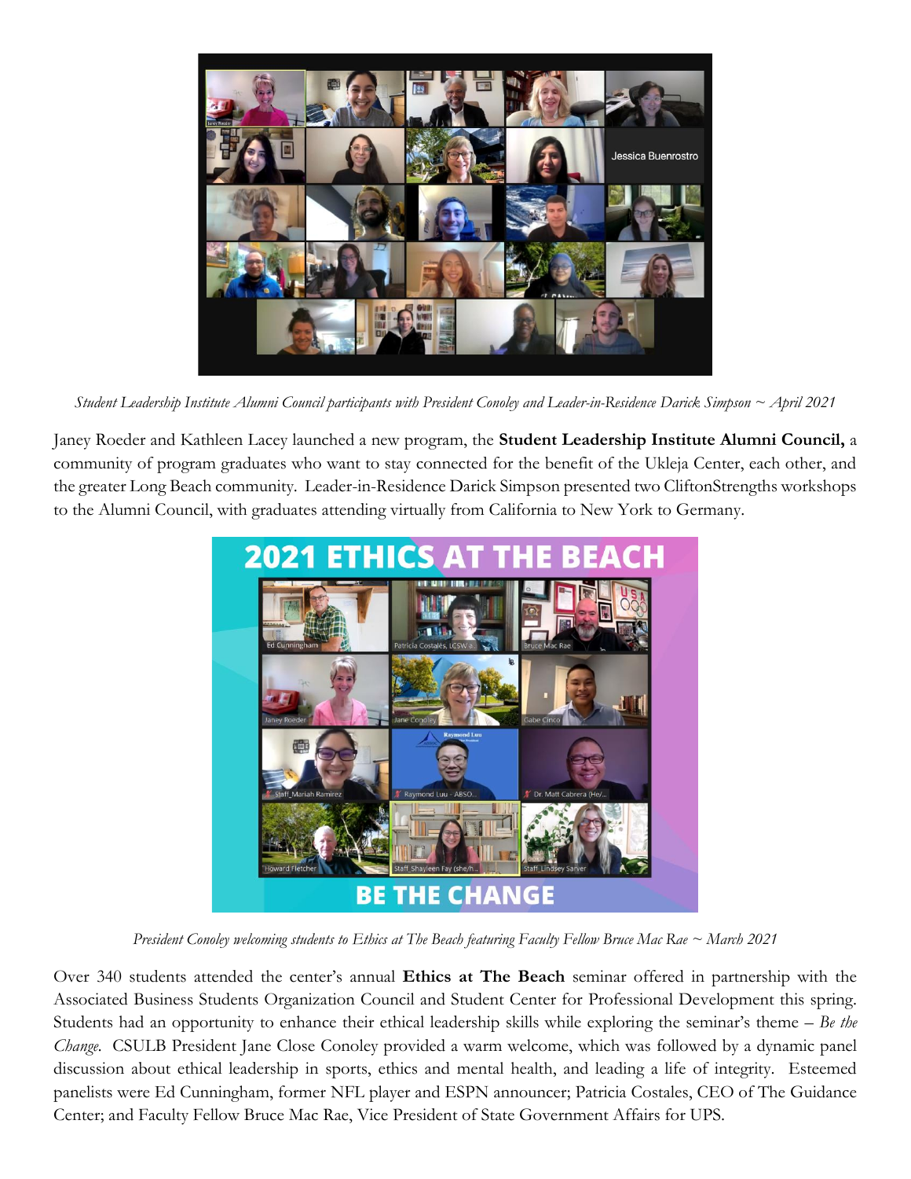*Student Leadership Institute Alumni Council participants with President Conoley and Leader-in-Residence Darick Simpson ~ April 2021*

Janey Roeder and Kathleen Lacey launched a new program, the **Student Leadership Institute Alumni Council,** a community of program graduates who want to stay connected for the benefit of the Ukleja Center, each other, and the greater Long Beach community. Leader-in-Residence Darick Simpson presented two CliftonStrengths workshops to the Alumni Council, with graduates attending virtually from California to New York to Germany.

*President Conoley welcoming students to Ethics at The Beach featuring Faculty Fellow Bruce Mac Rae ~ March 2021*

Over 340 students attended the center's annual **Ethics at The Beach** seminar offered in partnership with the Associated Business Students Organization Council and Student Center for Professional Development this spring. Students had an opportunity to enhance their ethical leadership skills while exploring the seminar's theme – *Be the Change.* CSULB President Jane Close Conoley provided a warm welcome, which was followed by a dynamic panel discussion about ethical leadership in sports, ethics and mental health, and leading a life of integrity. Esteemed panelists were Ed Cunningham, former NFL player and ESPN announcer; Patricia Costales, CEO of The Guidance Center; and Faculty Fellow Bruce Mac Rae, Vice President of State Government Affairs for UPS.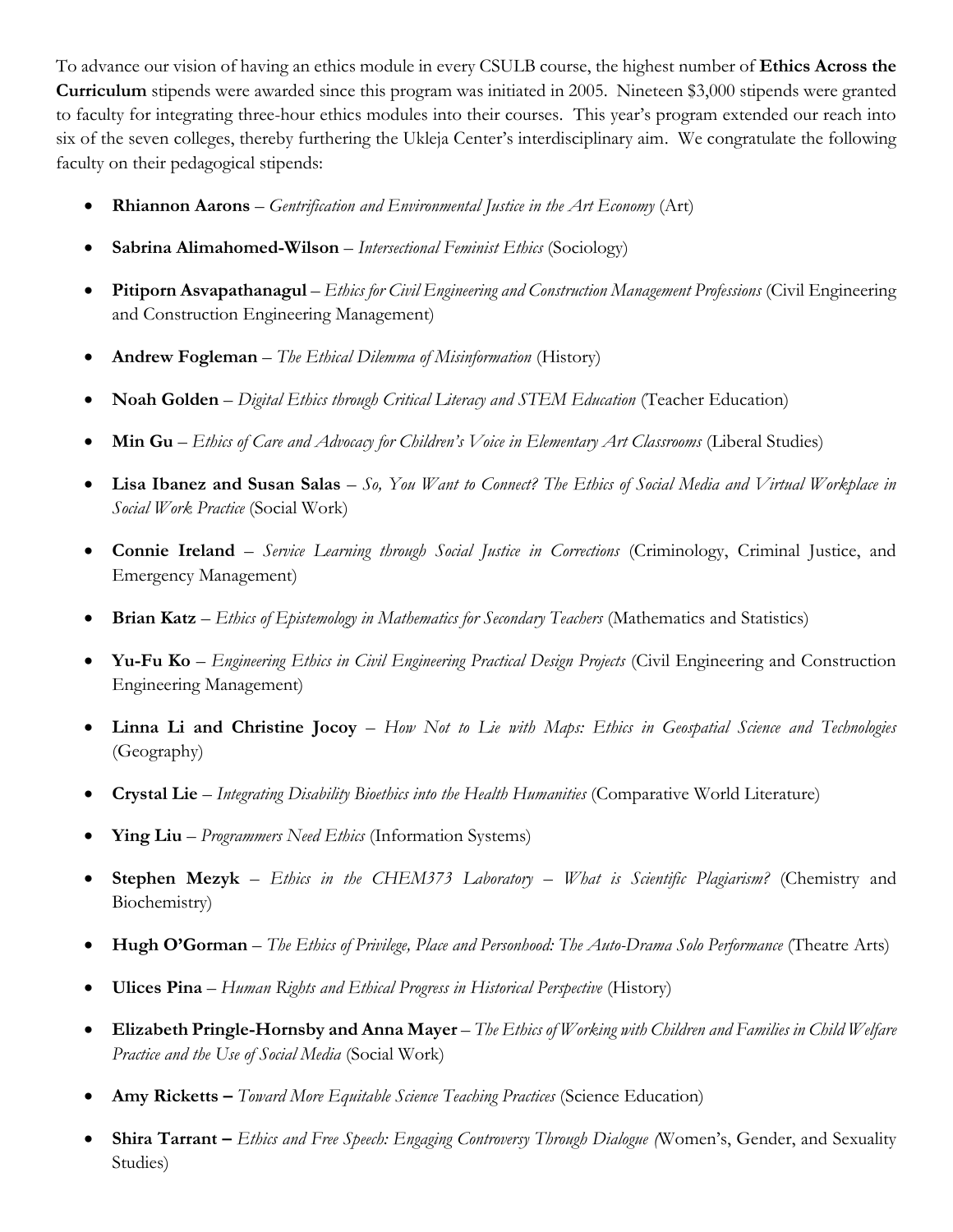To advance our vision of having an ethics module in every CSULB course, the highest number of **Ethics Across the Curriculum** stipends were awarded since this program was initiated in 2005. Nineteen $3,000 stipends were granted to faculty for integrating three-hour ethics modules into their courses. This year's program extended our reach into six of the seven colleges, thereby furthering the Ukleja Center's interdisciplinary aim. We congratulate the following faculty on their pedagogical stipends:

- **Rhiannon Aarons** – *Gentrification and Environmental Justice in the Art Economy* (Art)
- **Sabrina Alimahomed-Wilson** – *Intersectional Feminist Ethics* (Sociology)
- **Pitiporn Asvapathanagul** – *Ethics for Civil Engineering and Construction Management Professions* (Civil Engineering and Construction Engineering Management)
- **Andrew Fogleman** – *The Ethical Dilemma of Misinformation* (History)
- **Noah Golden** – *Digital Ethics through Critical Literacy and STEM Education* (Teacher Education)
- **Min Gu** – *Ethics of Care and Advocacy for Children's Voice in Elementary Art Classrooms* (Liberal Studies)
- **Lisa Ibanez and Susan Salas** – *So, You Want to Connect? The Ethics of Social Media and Virtual Workplace in Social Work Practice* (Social Work)
- **Connie Ireland** – *Service Learning through Social Justice in Corrections* (Criminology, Criminal Justice, and Emergency Management)
- **Brian Katz** – *Ethics of Epistemology in Mathematics for Secondary Teachers* (Mathematics and Statistics)
- **Yu-Fu Ko** – *Engineering Ethics in Civil Engineering Practical Design Projects* (Civil Engineering and Construction Engineering Management)
- **Linna Li and Christine Jocoy** – *How Not to Lie with Maps: Ethics in Geospatial Science and Technologies* (Geography)
- **Crystal Lie** – *Integrating Disability Bioethics into the Health Humanities* (Comparative World Literature)
- **Ying Liu** – *Programmers Need Ethics* (Information Systems)
- **Stephen Mezyk** – *Ethics in the CHEM373 Laboratory – What is Scientific Plagiarism?* (Chemistry and Biochemistry)
- **Hugh O'Gorman** – *The Ethics of Privilege, Place and Personhood: The Auto-Drama Solo Performance* (Theatre Arts)
- **Ulices Pina** – *Human Rights and Ethical Progress in Historical Perspective* (History)
- **Elizabeth Pringle-Hornsby and Anna Mayer** – *The Ethics of Working with Children and Families in Child Welfare Practice and the Use of Social Media* (Social Work)
- **Amy Ricketts –** *Toward More Equitable Science Teaching Practices* (Science Education)
- **Shira Tarrant –** *Ethics and Free Speech: Engaging Controversy Through Dialogue* (Women's, Gender, and Sexuality Studies)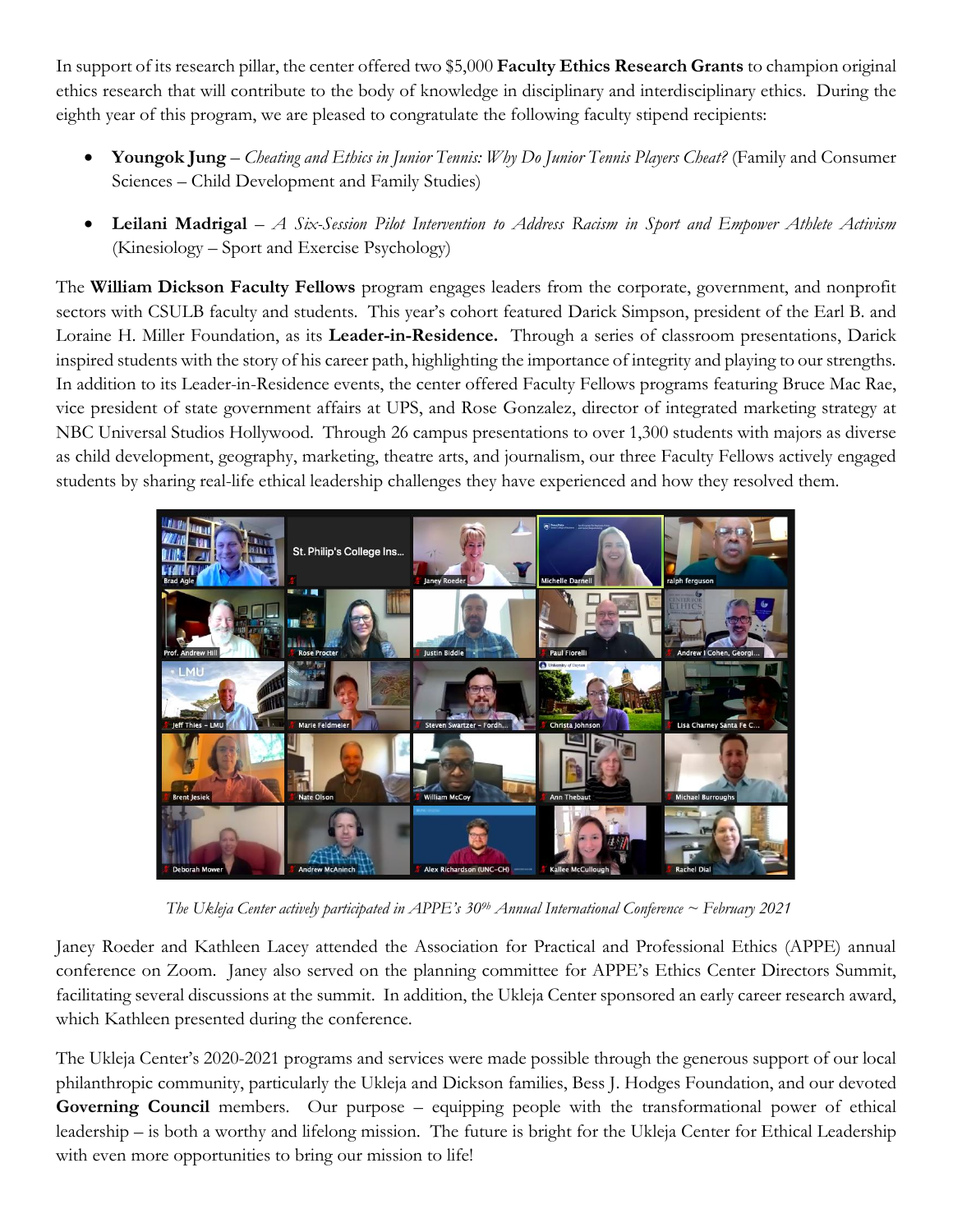In support of its research pillar, the center offered two $5,000 **Faculty Ethics Research Grants** to champion original ethics research that will contribute to the body of knowledge in disciplinary and interdisciplinary ethics. During the eighth year of this program, we are pleased to congratulate the following faculty stipend recipients:

- **Youngok Jung** – *Cheating and Ethics in Junior Tennis: Why Do Junior Tennis Players Cheat?* (Family and Consumer Sciences – Child Development and Family Studies)
- **Leilani Madrigal** – *A Six-Session Pilot Intervention to Address Racism in Sport and Empower Athlete Activism* (Kinesiology – Sport and Exercise Psychology)

The **William Dickson Faculty Fellows** program engages leaders from the corporate, government, and nonprofit sectors with CSULB faculty and students. This year's cohort featured Darick Simpson, president of the Earl B. and Loraine H. Miller Foundation, as its **Leader-in-Residence.** Through a series of classroom presentations, Darick inspired students with the story of his career path, highlighting the importance of integrity and playing to our strengths. In addition to its Leader-in-Residence events, the center offered Faculty Fellows programs featuring Bruce Mac Rae, vice president of state government affairs at UPS, and Rose Gonzalez, director of integrated marketing strategy at NBC Universal Studios Hollywood. Through 26 campus presentations to over 1,300 students with majors as diverse as child development, geography, marketing, theatre arts, and journalism, our three Faculty Fellows actively engaged students by sharing real-life ethical leadership challenges they have experienced and how they resolved them.

*The Ukleja Center actively participated in APPE's 30th Annual International Conference ~ February 2021*

Janey Roeder and Kathleen Lacey attended the Association for Practical and Professional Ethics (APPE) annual conference on Zoom. Janey also served on the planning committee for APPE's Ethics Center Directors Summit, facilitating several discussions at the summit. In addition, the Ukleja Center sponsored an early career research award, which Kathleen presented during the conference.

The Ukleja Center's 2020-2021 programs and services were made possible through the generous support of our local philanthropic community, particularly the Ukleja and Dickson families, Bess J. Hodges Foundation, and our devoted **Governing Council** members. Our purpose – equipping people with the transformational power of ethical leadership – is both a worthy and lifelong mission. The future is bright for the Ukleja Center for Ethical Leadership with even more opportunities to bring our mission to life!